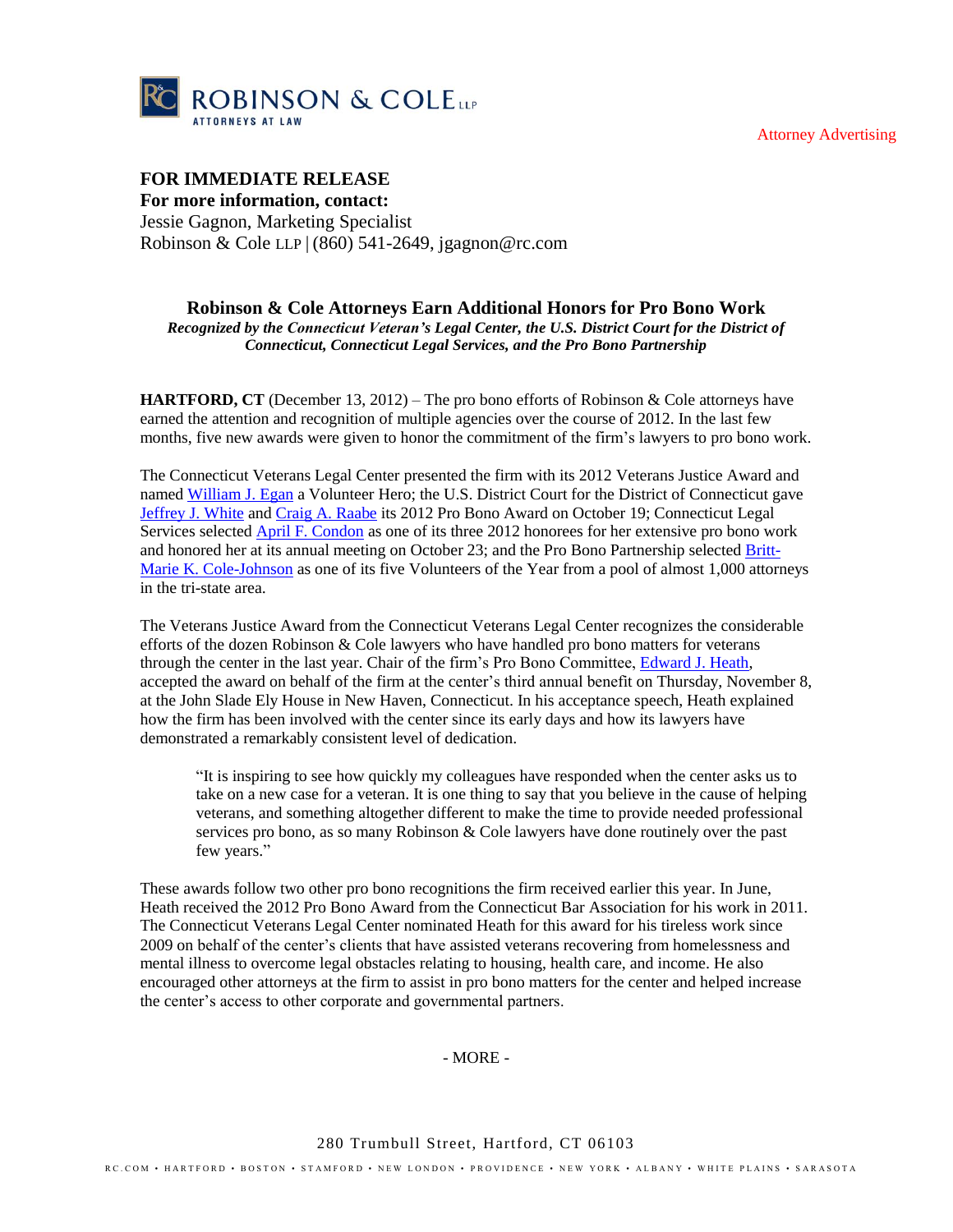Attorney Advertising

**FOR IMMEDIATE RELEASE**
**For more information, contact:**
Jessie Gagnon, Marketing Specialist
Robinson & Cole LLP | (860) 541-2649, jgagnon@rc.com

## Robinson & Cole Attorneys Earn Additional Honors for Pro Bono Work

***Recognized by the Connecticut Veteran's Legal Center, the U.S. District Court for the District of Connecticut, Connecticut Legal Services, and the Pro Bono Partnership***

**HARTFORD, CT** (December 13, 2012) – The pro bono efforts of Robinson & Cole attorneys have earned the attention and recognition of multiple agencies over the course of 2012. In the last few months, five new awards were given to honor the commitment of the firm's lawyers to pro bono work.

The Connecticut Veterans Legal Center presented the firm with its 2012 Veterans Justice Award and named William J. Egan a Volunteer Hero; the U.S. District Court for the District of Connecticut gave Jeffrey J. White and Craig A. Raabe its 2012 Pro Bono Award on October 19; Connecticut Legal Services selected April F. Condon as one of its three 2012 honorees for her extensive pro bono work and honored her at its annual meeting on October 23; and the Pro Bono Partnership selected Britt-Marie K. Cole-Johnson as one of its five Volunteers of the Year from a pool of almost 1,000 attorneys in the tri-state area.

The Veterans Justice Award from the Connecticut Veterans Legal Center recognizes the considerable efforts of the dozen Robinson & Cole lawyers who have handled pro bono matters for veterans through the center in the last year. Chair of the firm's Pro Bono Committee, Edward J. Heath, accepted the award on behalf of the firm at the center's third annual benefit on Thursday, November 8, at the John Slade Ely House in New Haven, Connecticut. In his acceptance speech, Heath explained how the firm has been involved with the center since its early days and how its lawyers have demonstrated a remarkably consistent level of dedication.

> "It is inspiring to see how quickly my colleagues have responded when the center asks us to take on a new case for a veteran. It is one thing to say that you believe in the cause of helping veterans, and something altogether different to make the time to provide needed professional services pro bono, as so many Robinson & Cole lawyers have done routinely over the past few years."

These awards follow two other pro bono recognitions the firm received earlier this year. In June, Heath received the 2012 Pro Bono Award from the Connecticut Bar Association for his work in 2011. The Connecticut Veterans Legal Center nominated Heath for this award for his tireless work since 2009 on behalf of the center's clients that have assisted veterans recovering from homelessness and mental illness to overcome legal obstacles relating to housing, health care, and income. He also encouraged other attorneys at the firm to assist in pro bono matters for the center and helped increase the center's access to other corporate and governmental partners.

- MORE -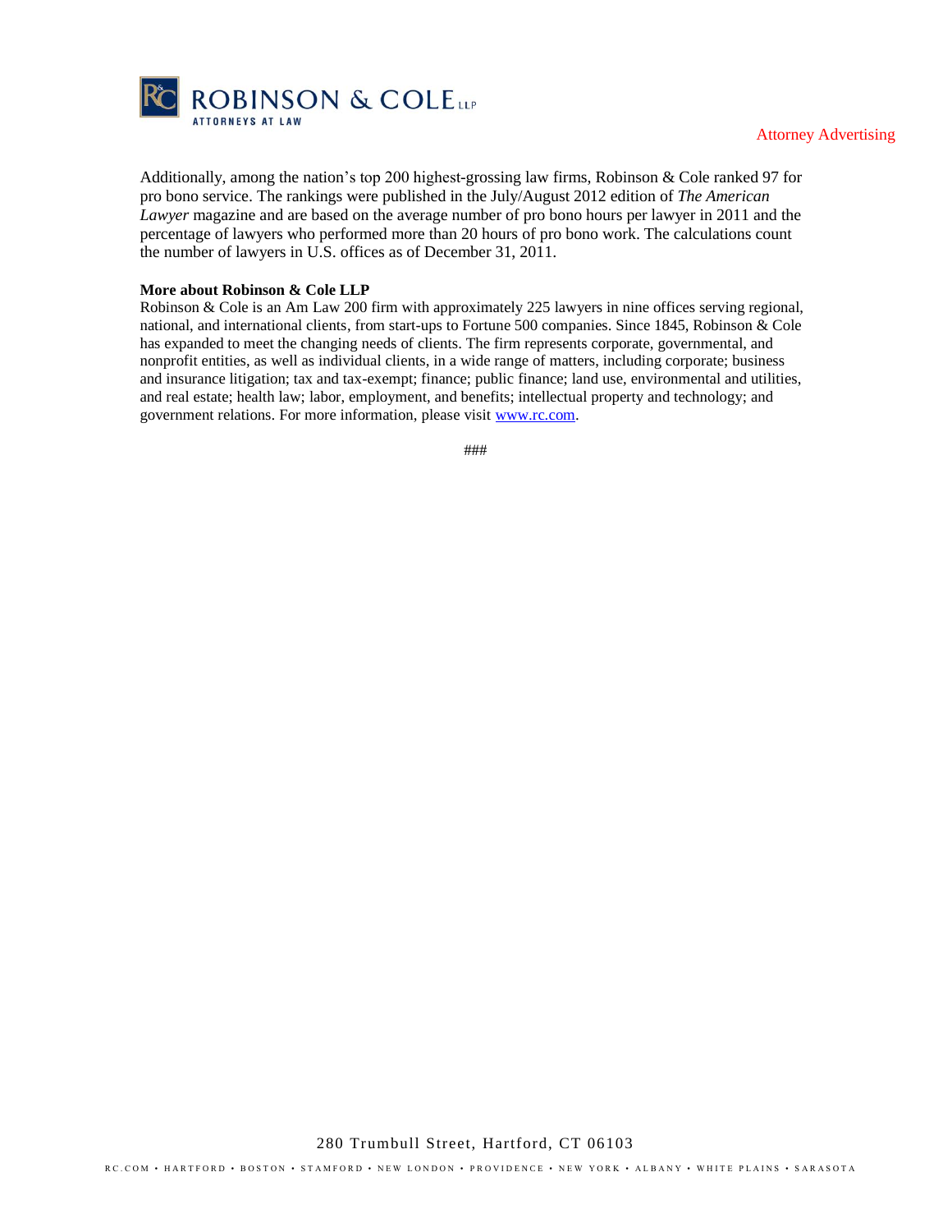Attorney Advertising

Additionally, among the nation's top 200 highest-grossing law firms, Robinson & Cole ranked 97 for pro bono service. The rankings were published in the July/August 2012 edition of *The American Lawyer* magazine and are based on the average number of pro bono hours per lawyer in 2011 and the percentage of lawyers who performed more than 20 hours of pro bono work. The calculations count the number of lawyers in U.S. offices as of December 31, 2011.

**More about Robinson & Cole LLP**

Robinson & Cole is an Am Law 200 firm with approximately 225 lawyers in nine offices serving regional, national, and international clients, from start-ups to Fortune 500 companies. Since 1845, Robinson & Cole has expanded to meet the changing needs of clients. The firm represents corporate, governmental, and nonprofit entities, as well as individual clients, in a wide range of matters, including corporate; business and insurance litigation; tax and tax-exempt; finance; public finance; land use, environmental and utilities, and real estate; health law; labor, employment, and benefits; intellectual property and technology; and government relations. For more information, please visit www.rc.com.

###